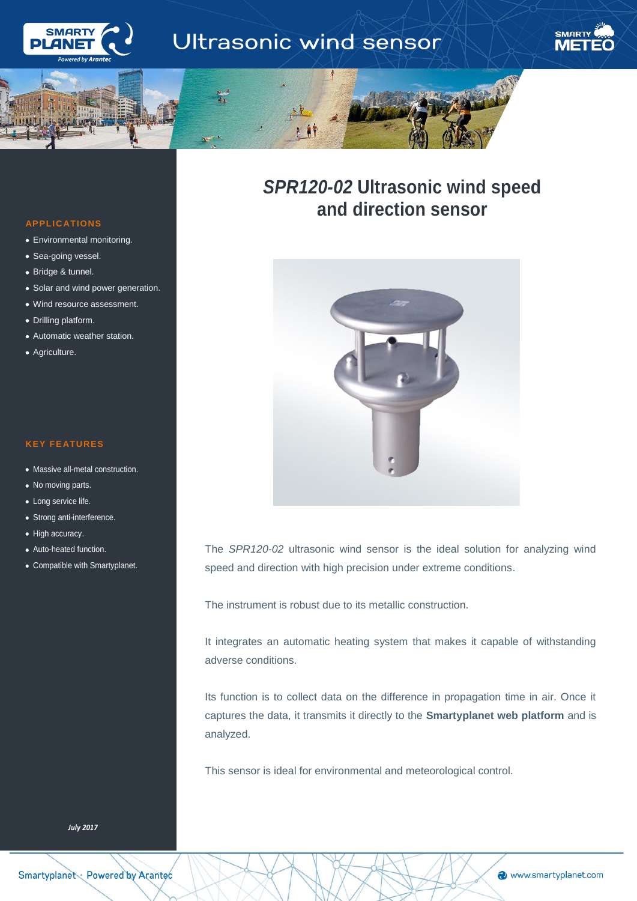# Ultrasonic wind sensor

# *SPR120-02* Ultrasonic wind speed and direction sensor

### APPLICATIONS

- Environmental monitoring.
- Sea-going vessel.
- Bridge & tunnel.
- Solar and wind power generation.
- Wind resource assessment.
- Drilling platform.
- Automatic weather station.
- Agriculture.

### KEY FEATURES

- Massive all-metal construction.
- No moving parts.
- Long service life.
- Strong anti-interference.
- High accuracy.
- Auto-heated function.
- Compatible with Smartyplanet.

*July 2017*

The *SPR120-02* ultrasonic wind sensor is the ideal solution for analyzing wind speed and direction with high precision under extreme conditions.

The instrument is robust due to its metallic construction.

It integrates an automatic heating system that makes it capable of withstanding adverse conditions.

Its function is to collect data on the difference in propagation time in air. Once it captures the data, it transmits it directly to the **Smartyplanet web platform** and is analyzed.

This sensor is ideal for environmental and meteorological control.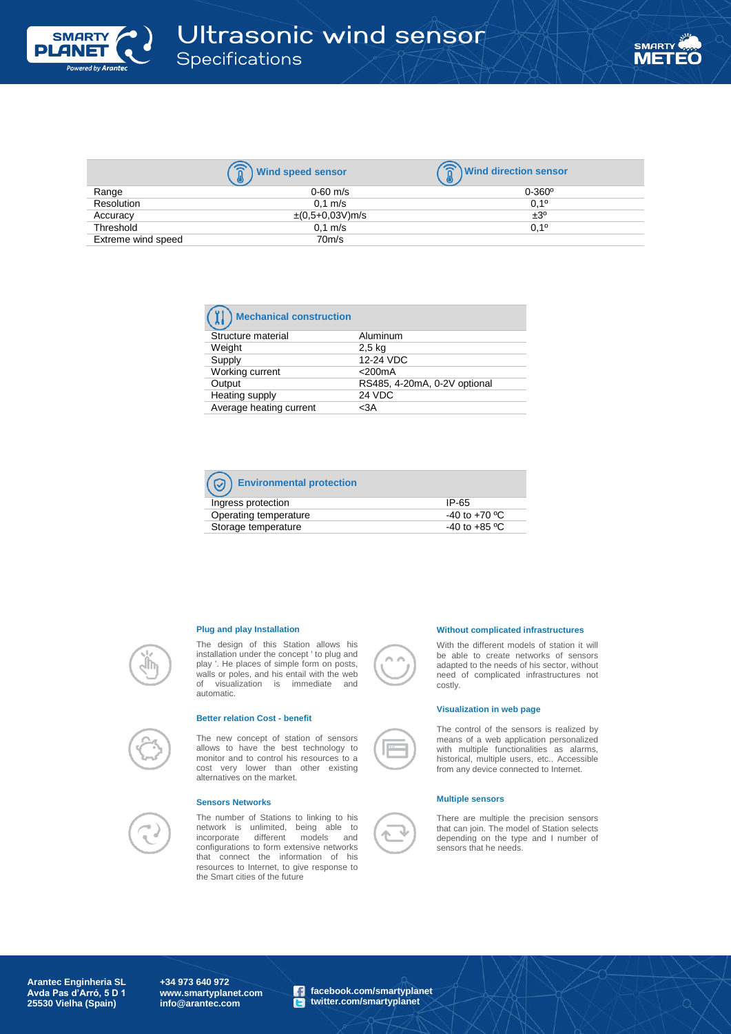# Ultrasonic wind sensor
## Specifications

| | Wind speed sensor | Wind direction sensor |
|---|---|---|
| Range | 0-60 m/s | 0-360º |
| Resolution | 0,1 m/s | 0,1º |
| Accuracy | ±(0,5+0,03V)m/s | ±3º |
| Threshold | 0,1 m/s | 0,1º |
| Extreme wind speed | 70m/s | |

| Mechanical construction | |
|---|---|
| Structure material | Aluminum |
| Weight | 2,5 kg |
| Supply | 12-24 VDC |
| Working current | <200mA |
| Output | RS485, 4-20mA, 0-2V optional |
| Heating supply | 24 VDC |
| Average heating current | <3A |

| Environmental protection | |
|---|---|
| Ingress protection | IP-65 |
| Operating temperature | -40 to +70 ºC |
| Storage temperature | -40 to +85 ºC |

### Plug and play Installation

The design of this Station allows his installation under the concept ' to plug and play '. He places of simple form on posts, walls or poles, and his entail with the web of visualization is immediate and automatic.

### Better relation Cost - benefit

The new concept of station of sensors allows to have the best technology to monitor and to control his resources to a cost very lower than other existing alternatives on the market.

### Sensors Networks

The number of Stations to linking to his network is unlimited, being able to incorporate different models and configurations to form extensive networks that connect the information of his resources to Internet, to give response to the Smart cities of the future

### Without complicated infrastructures

With the different models of station it will be able to create networks of sensors adapted to the needs of his sector, without need of complicated infrastructures not costly.

### Visualization in web page

The control of the sensors is realized by means of a web application personalized with multiple functionalities as alarms, historical, multiple users, etc.. Accessible from any device connected to Internet.

### Multiple sensors

There are multiple the precision sensors that can join. The model of Station selects depending on the type and I number of sensors that he needs.

**Arantec Enginheria SL**
**Avda Pas d'Arró, 5 D 1**
**25530 Vielha (Spain)**

**+34 973 640 972**
**www.smartyplanet.com**
**info@arantec.com**

**facebook.com/smartyplanet**
**twitter.com/smartyplanet**